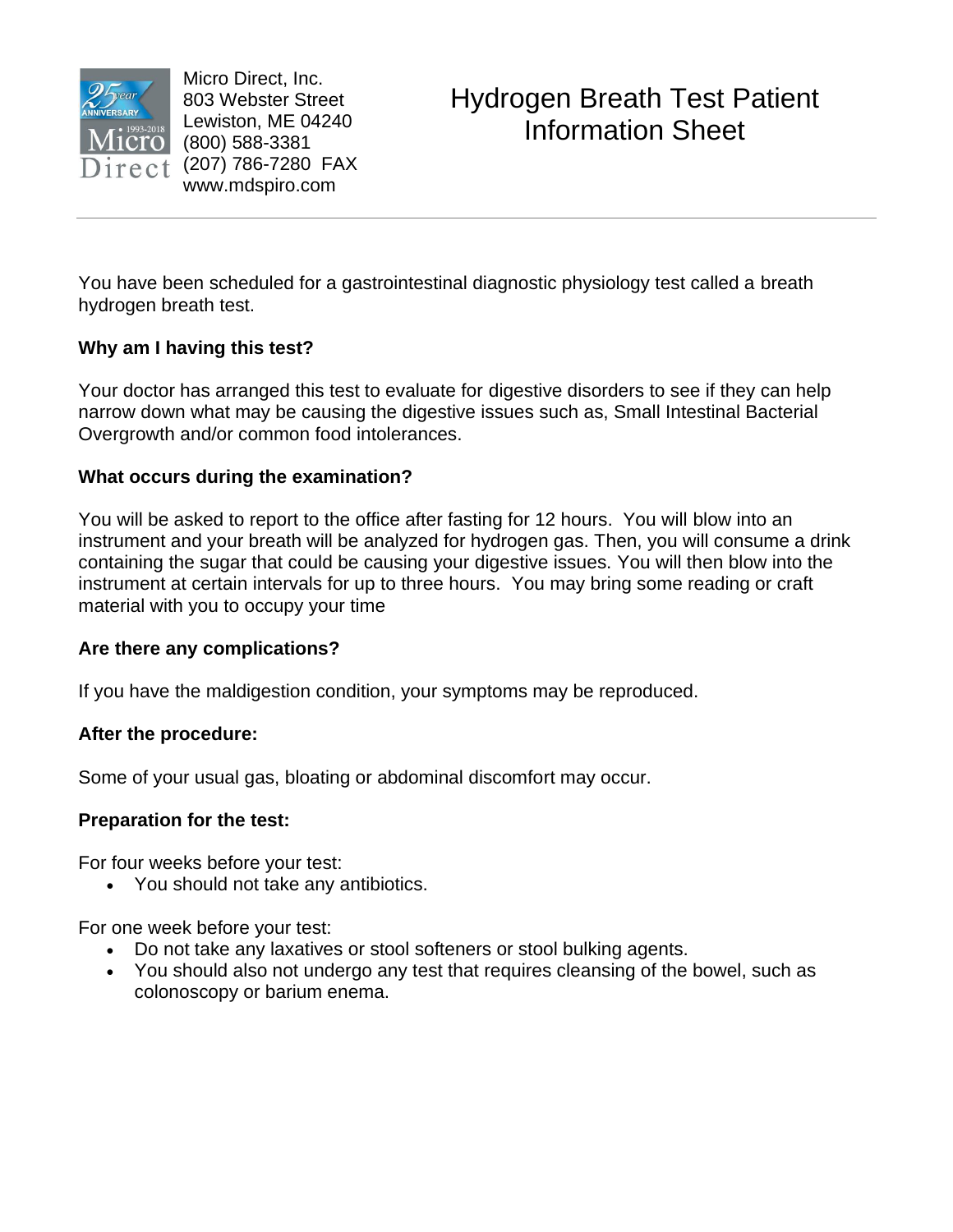Micro Direct, Inc.
803 Webster Street
Lewiston, ME 04240
(800) 588-3381
(207) 786-7280 FAX
www.mdspiro.com

# Hydrogen Breath Test Patient Information Sheet

---

You have been scheduled for a gastrointestinal diagnostic physiology test called a breath hydrogen breath test.

**Why am I having this test?**

Your doctor has arranged this test to evaluate for digestive disorders to see if they can help narrow down what may be causing the digestive issues such as, Small Intestinal Bacterial Overgrowth and/or common food intolerances.

**What occurs during the examination?**

You will be asked to report to the office after fasting for 12 hours. You will blow into an instrument and your breath will be analyzed for hydrogen gas. Then, you will consume a drink containing the sugar that could be causing your digestive issues. You will then blow into the instrument at certain intervals for up to three hours. You may bring some reading or craft material with you to occupy your time

**Are there any complications?**

If you have the maldigestion condition, your symptoms may be reproduced.

**After the procedure:**

Some of your usual gas, bloating or abdominal discomfort may occur.

**Preparation for the test:**

For four weeks before your test:

- You should not take any antibiotics.

For one week before your test:

- Do not take any laxatives or stool softeners or stool bulking agents.
- You should also not undergo any test that requires cleansing of the bowel, such as colonoscopy or barium enema.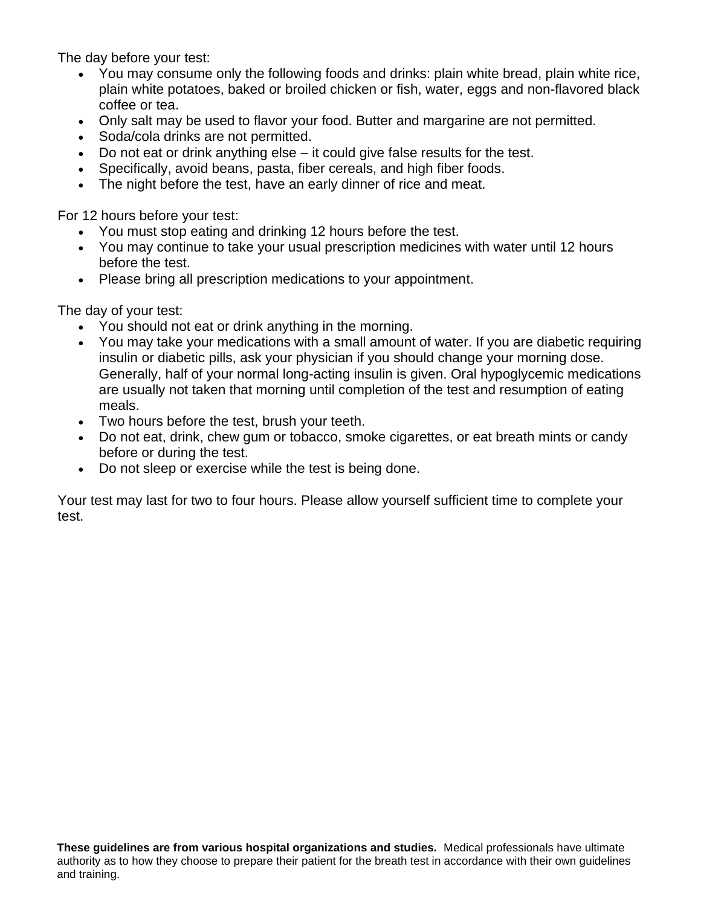The day before your test:

- You may consume only the following foods and drinks: plain white bread, plain white rice, plain white potatoes, baked or broiled chicken or fish, water, eggs and non-flavored black coffee or tea.
- Only salt may be used to flavor your food. Butter and margarine are not permitted.
- Soda/cola drinks are not permitted.
- Do not eat or drink anything else – it could give false results for the test.
- Specifically, avoid beans, pasta, fiber cereals, and high fiber foods.
- The night before the test, have an early dinner of rice and meat.

For 12 hours before your test:

- You must stop eating and drinking 12 hours before the test.
- You may continue to take your usual prescription medicines with water until 12 hours before the test.
- Please bring all prescription medications to your appointment.

The day of your test:

- You should not eat or drink anything in the morning.
- You may take your medications with a small amount of water. If you are diabetic requiring insulin or diabetic pills, ask your physician if you should change your morning dose. Generally, half of your normal long-acting insulin is given. Oral hypoglycemic medications are usually not taken that morning until completion of the test and resumption of eating meals.
- Two hours before the test, brush your teeth.
- Do not eat, drink, chew gum or tobacco, smoke cigarettes, or eat breath mints or candy before or during the test.
- Do not sleep or exercise while the test is being done.

Your test may last for two to four hours. Please allow yourself sufficient time to complete your test.

**These guidelines are from various hospital organizations and studies.** Medical professionals have ultimate authority as to how they choose to prepare their patient for the breath test in accordance with their own guidelines and training.